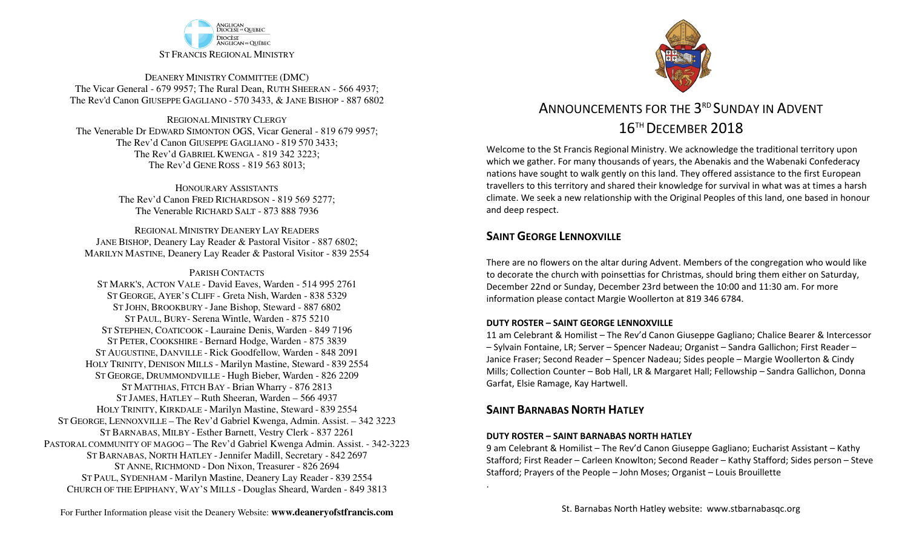ANGLICAN DIOCESE OF QUEBEC
DIOCÈSE ANGLICAN DU QUÉBEC

ST FRANCIS REGIONAL MINISTRY

DEANERY MINISTRY COMMITTEE (DMC)
The Vicar General - 679 9957; The Rural Dean, RUTH SHEERAN - 566 4937;
The Rev'd Canon GIUSEPPE GAGLIANO - 570 3433, & JANE BISHOP - 887 6802

REGIONAL MINISTRY CLERGY
The Venerable Dr EDWARD SIMONTON OGS, Vicar General - 819 679 9957;
The Rev'd Canon GIUSEPPE GAGLIANO - 819 570 3433;
The Rev'd GABRIEL KWENGA - 819 342 3223;
The Rev'd GENE ROSS - 819 563 8013;

HONOURARY ASSISTANTS
The Rev'd Canon FRED RICHARDSON - 819 569 5277;
The Venerable RICHARD SALT - 873 888 7936

REGIONAL MINISTRY DEANERY LAY READERS
JANE BISHOP, Deanery Lay Reader & Pastoral Visitor - 887 6802;
MARILYN MASTINE, Deanery Lay Reader & Pastoral Visitor - 839 2554

PARISH CONTACTS
ST MARK'S, ACTON VALE - David Eaves, Warden - 514 995 2761
ST GEORGE, AYER'S CLIFF - Greta Nish, Warden - 838 5329
ST JOHN, BROOKBURY - Jane Bishop, Steward - 887 6802
ST PAUL, BURY- Serena Wintle, Warden - 875 5210
ST STEPHEN, COATICOOK - Lauraine Denis, Warden - 849 7196
ST PETER, COOKSHIRE - Bernard Hodge, Warden - 875 3839
ST AUGUSTINE, DANVILLE - Rick Goodfellow, Warden - 848 2091
HOLY TRINITY, DENISON MILLS - Marilyn Mastine, Steward - 839 2554
ST GEORGE, DRUMMONDVILLE - Hugh Bieber, Warden - 826 2209
ST MATTHIAS, FITCH BAY - Brian Wharry - 876 2813
ST JAMES, HATLEY – Ruth Sheeran, Warden – 566 4937
HOLY TRINITY, KIRKDALE - Marilyn Mastine, Steward - 839 2554
ST GEORGE, LENNOXVILLE – The Rev'd Gabriel Kwenga, Admin. Assist. – 342 3223
ST BARNABAS, MILBY - Esther Barnett, Vestry Clerk - 837 2261
PASTORAL COMMUNITY OF MAGOG – The Rev'd Gabriel Kwenga Admin. Assist. - 342-3223
ST BARNABAS, NORTH HATLEY - Jennifer Madill, Secretary - 842 2697
ST ANNE, RICHMOND - Don Nixon, Treasurer - 826 2694
ST PAUL, SYDENHAM - Marilyn Mastine, Deanery Lay Reader - 839 2554
CHURCH OF THE EPIPHANY, WAY'S MILLS - Douglas Sheard, Warden - 849 3813

For Further Information please visit the Deanery Website: **www.deaneryofstfrancis.com**

# ANNOUNCEMENTS FOR THE 3RD SUNDAY IN ADVENT 16TH DECEMBER 2018

Welcome to the St Francis Regional Ministry. We acknowledge the traditional territory upon which we gather. For many thousands of years, the Abenakis and the Wabenaki Confederacy nations have sought to walk gently on this land. They offered assistance to the first European travellers to this territory and shared their knowledge for survival in what was at times a harsh climate. We seek a new relationship with the Original Peoples of this land, one based in honour and deep respect.

## SAINT GEORGE LENNOXVILLE

There are no flowers on the altar during Advent. Members of the congregation who would like to decorate the church with poinsettias for Christmas, should bring them either on Saturday, December 22nd or Sunday, December 23rd between the 10:00 and 11:30 am. For more information please contact Margie Woollerton at 819 346 6784.

### DUTY ROSTER – SAINT GEORGE LENNOXVILLE

11 am Celebrant & Homilist – The Rev'd Canon Giuseppe Gagliano; Chalice Bearer & Intercessor – Sylvain Fontaine, LR; Server – Spencer Nadeau; Organist – Sandra Gallichon; First Reader – Janice Fraser; Second Reader – Spencer Nadeau; Sides people – Margie Woollerton & Cindy Mills; Collection Counter – Bob Hall, LR & Margaret Hall; Fellowship – Sandra Gallichon, Donna Garfat, Elsie Ramage, Kay Hartwell.

## SAINT BARNABAS NORTH HATLEY

### DUTY ROSTER – SAINT BARNABAS NORTH HATLEY

9 am Celebrant & Homilist – The Rev'd Canon Giuseppe Gagliano; Eucharist Assistant – Kathy Stafford; First Reader – Carleen Knowlton; Second Reader – Kathy Stafford; Sides person – Steve Stafford; Prayers of the People – John Moses; Organist – Louis Brouillette

St. Barnabas North Hatley website: www.stbarnabasqc.org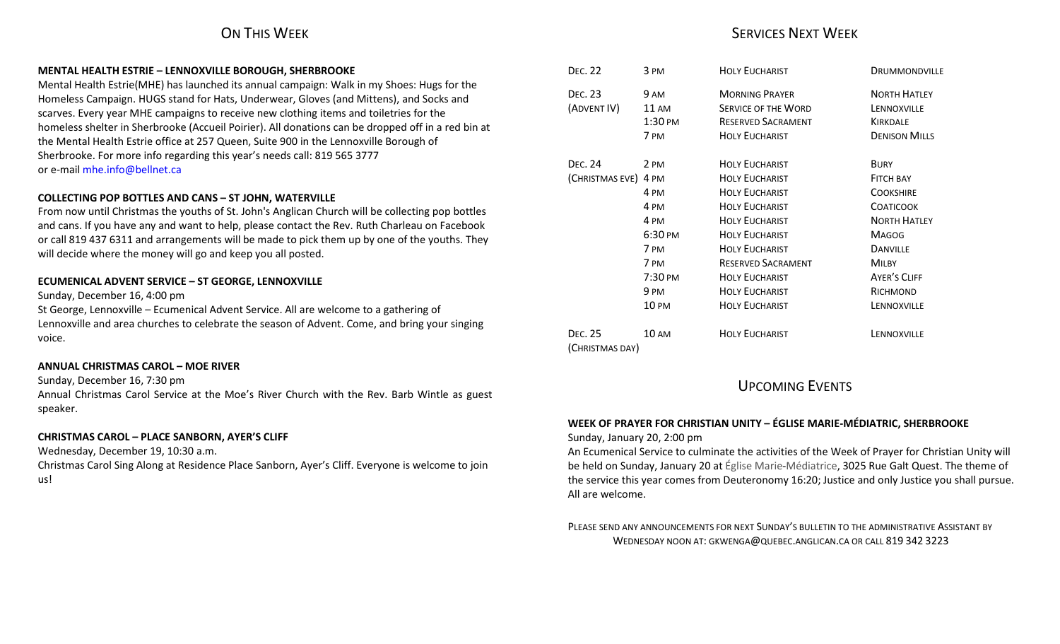## On This Week

**MENTAL HEALTH ESTRIE – LENNOXVILLE BOROUGH, SHERBROOKE**

Mental Health Estrie(MHE) has launched its annual campaign: Walk in my Shoes: Hugs for the Homeless Campaign. HUGS stand for Hats, Underwear, Gloves (and Mittens), and Socks and scarves. Every year MHE campaigns to receive new clothing items and toiletries for the homeless shelter in Sherbrooke (Accueil Poirier). All donations can be dropped off in a red bin at the Mental Health Estrie office at 257 Queen, Suite 900 in the Lennoxville Borough of Sherbrooke. For more info regarding this year's needs call: 819 565 3777
or e-mail mhe.info@bellnet.ca

**COLLECTING POP BOTTLES AND CANS – ST JOHN, WATERVILLE**

From now until Christmas the youths of St. John's Anglican Church will be collecting pop bottles and cans. If you have any and want to help, please contact the Rev. Ruth Charleau on Facebook or call 819 437 6311 and arrangements will be made to pick them up by one of the youths. They will decide where the money will go and keep you all posted.

**ECUMENICAL ADVENT SERVICE – ST GEORGE, LENNOXVILLE**

Sunday, December 16, 4:00 pm

St George, Lennoxville – Ecumenical Advent Service. All are welcome to a gathering of Lennoxville and area churches to celebrate the season of Advent. Come, and bring your singing voice.

**ANNUAL CHRISTMAS CAROL – MOE RIVER**

Sunday, December 16, 7:30 pm

Annual Christmas Carol Service at the Moe's River Church with the Rev. Barb Wintle as guest speaker.

**CHRISTMAS CAROL – PLACE SANBORN, AYER'S CLIFF**

Wednesday, December 19, 10:30 a.m.

Christmas Carol Sing Along at Residence Place Sanborn, Ayer's Cliff. Everyone is welcome to join us!

## Services Next Week

| | | | |
|---|---|---|---|
| Dec. 22 | 3 PM | Holy Eucharist | Drummondville |
| Dec. 23 (Advent IV) | 9 AM | Morning Prayer | North Hatley |
| | 11 AM | Service of the Word | Lennoxville |
| | 1:30 PM | Reserved Sacrament | Kirkdale |
| | 7 PM | Holy Eucharist | Denison Mills |
| Dec. 24 | 2 PM | Holy Eucharist | Bury |
| (Christmas Eve) | 4 PM | Holy Eucharist | Fitch Bay |
| | 4 PM | Holy Eucharist | Cookshire |
| | 4 PM | Holy Eucharist | Coaticook |
| | 4 PM | Holy Eucharist | North Hatley |
| | 6:30 PM | Holy Eucharist | Magog |
| | 7 PM | Holy Eucharist | Danville |
| | 7 PM | Reserved Sacrament | Milby |
| | 7:30 PM | Holy Eucharist | Ayer's Cliff |
| | 9 PM | Holy Eucharist | Richmond |
| | 10 PM | Holy Eucharist | Lennoxville |
| Dec. 25 (Christmas Day) | 10 AM | Holy Eucharist | Lennoxville |

## Upcoming Events

**WEEK OF PRAYER FOR CHRISTIAN UNITY – ÉGLISE MARIE-MÉDIATRIC, SHERBROOKE**

Sunday, January 20, 2:00 pm

An Ecumenical Service to culminate the activities of the Week of Prayer for Christian Unity will be held on Sunday, January 20 at Église Marie-Médiatrice, 3025 Rue Galt Quest. The theme of the service this year comes from Deuteronomy 16:20; Justice and only Justice you shall pursue. All are welcome.

Please send any announcements for next Sunday's bulletin to the administrative Assistant by Wednesday noon at: gkwenga@quebec.anglican.ca or call 819 342 3223